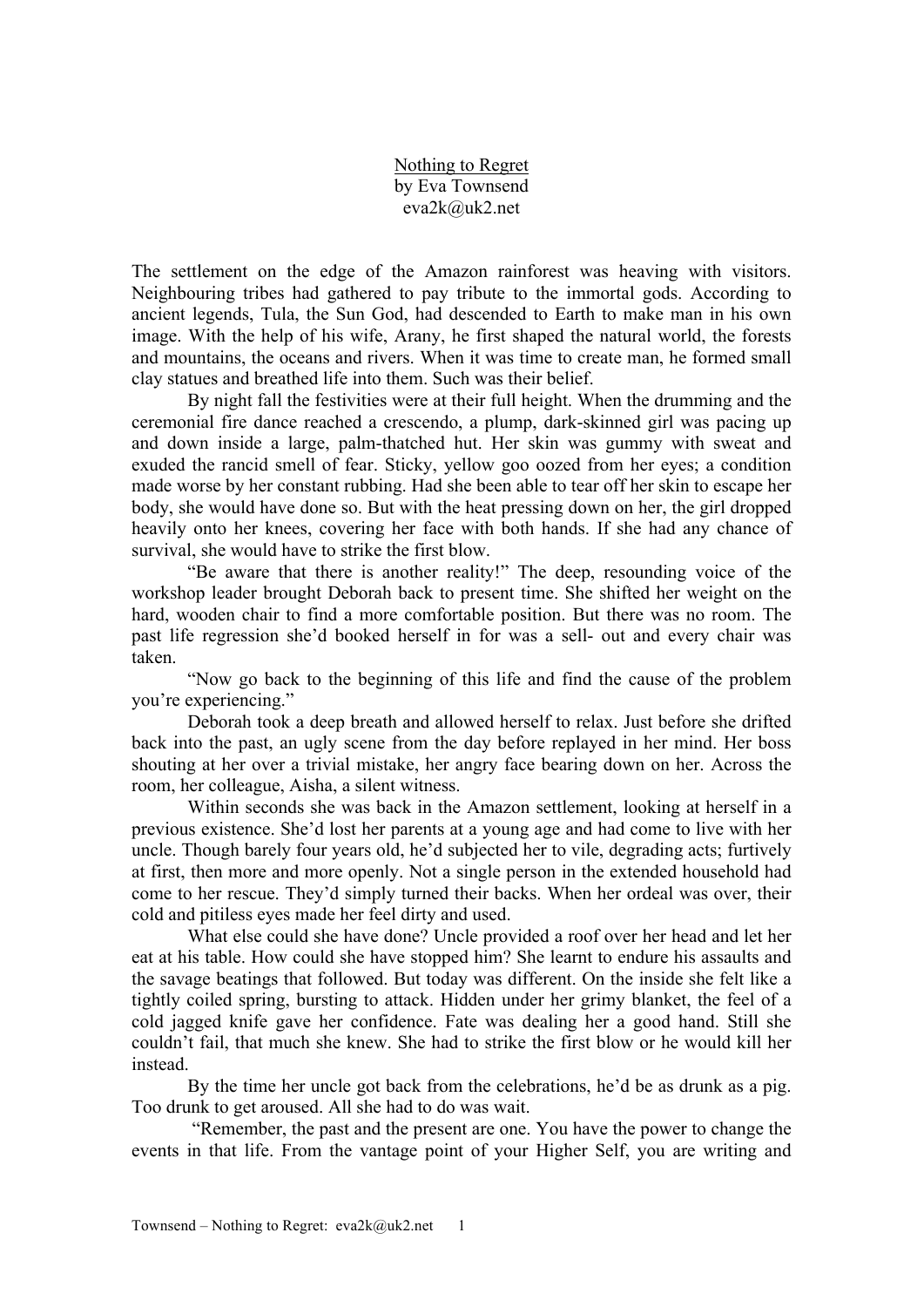Nothing to Regret
by Eva Townsend
eva2k@uk2.net

The settlement on the edge of the Amazon rainforest was heaving with visitors. Neighbouring tribes had gathered to pay tribute to the immortal gods. According to ancient legends, Tula, the Sun God, had descended to Earth to make man in his own image. With the help of his wife, Arany, he first shaped the natural world, the forests and mountains, the oceans and rivers. When it was time to create man, he formed small clay statues and breathed life into them. Such was their belief.

By night fall the festivities were at their full height. When the drumming and the ceremonial fire dance reached a crescendo, a plump, dark-skinned girl was pacing up and down inside a large, palm-thatched hut. Her skin was gummy with sweat and exuded the rancid smell of fear. Sticky, yellow goo oozed from her eyes; a condition made worse by her constant rubbing. Had she been able to tear off her skin to escape her body, she would have done so. But with the heat pressing down on her, the girl dropped heavily onto her knees, covering her face with both hands. If she had any chance of survival, she would have to strike the first blow.

"Be aware that there is another reality!" The deep, resounding voice of the workshop leader brought Deborah back to present time. She shifted her weight on the hard, wooden chair to find a more comfortable position. But there was no room. The past life regression she'd booked herself in for was a sell- out and every chair was taken.

"Now go back to the beginning of this life and find the cause of the problem you're experiencing."

Deborah took a deep breath and allowed herself to relax. Just before she drifted back into the past, an ugly scene from the day before replayed in her mind. Her boss shouting at her over a trivial mistake, her angry face bearing down on her. Across the room, her colleague, Aisha, a silent witness.

Within seconds she was back in the Amazon settlement, looking at herself in a previous existence. She'd lost her parents at a young age and had come to live with her uncle. Though barely four years old, he'd subjected her to vile, degrading acts; furtively at first, then more and more openly. Not a single person in the extended household had come to her rescue. They'd simply turned their backs. When her ordeal was over, their cold and pitiless eyes made her feel dirty and used.

What else could she have done? Uncle provided a roof over her head and let her eat at his table. How could she have stopped him? She learnt to endure his assaults and the savage beatings that followed. But today was different. On the inside she felt like a tightly coiled spring, bursting to attack. Hidden under her grimy blanket, the feel of a cold jagged knife gave her confidence. Fate was dealing her a good hand. Still she couldn't fail, that much she knew. She had to strike the first blow or he would kill her instead.

By the time her uncle got back from the celebrations, he'd be as drunk as a pig. Too drunk to get aroused. All she had to do was wait.

"Remember, the past and the present are one. You have the power to change the events in that life. From the vantage point of your Higher Self, you are writing and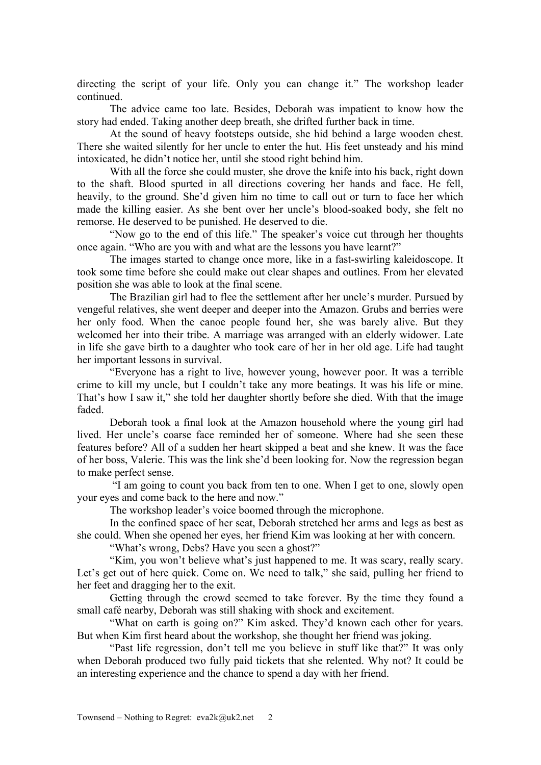directing the script of your life. Only you can change it." The workshop leader continued.

The advice came too late. Besides, Deborah was impatient to know how the story had ended. Taking another deep breath, she drifted further back in time.

At the sound of heavy footsteps outside, she hid behind a large wooden chest. There she waited silently for her uncle to enter the hut. His feet unsteady and his mind intoxicated, he didn't notice her, until she stood right behind him.

With all the force she could muster, she drove the knife into his back, right down to the shaft. Blood spurted in all directions covering her hands and face. He fell, heavily, to the ground. She'd given him no time to call out or turn to face her which made the killing easier. As she bent over her uncle's blood-soaked body, she felt no remorse. He deserved to be punished. He deserved to die.

"Now go to the end of this life." The speaker's voice cut through her thoughts once again. "Who are you with and what are the lessons you have learnt?"

The images started to change once more, like in a fast-swirling kaleidoscope. It took some time before she could make out clear shapes and outlines. From her elevated position she was able to look at the final scene.

The Brazilian girl had to flee the settlement after her uncle's murder. Pursued by vengeful relatives, she went deeper and deeper into the Amazon. Grubs and berries were her only food. When the canoe people found her, she was barely alive. But they welcomed her into their tribe. A marriage was arranged with an elderly widower. Late in life she gave birth to a daughter who took care of her in her old age. Life had taught her important lessons in survival.

"Everyone has a right to live, however young, however poor. It was a terrible crime to kill my uncle, but I couldn't take any more beatings. It was his life or mine. That's how I saw it," she told her daughter shortly before she died. With that the image faded.

Deborah took a final look at the Amazon household where the young girl had lived. Her uncle's coarse face reminded her of someone. Where had she seen these features before? All of a sudden her heart skipped a beat and she knew. It was the face of her boss, Valerie. This was the link she'd been looking for. Now the regression began to make perfect sense.

"I am going to count you back from ten to one. When I get to one, slowly open your eyes and come back to the here and now."

The workshop leader's voice boomed through the microphone.

In the confined space of her seat, Deborah stretched her arms and legs as best as she could. When she opened her eyes, her friend Kim was looking at her with concern.

"What's wrong, Debs? Have you seen a ghost?"

"Kim, you won't believe what's just happened to me. It was scary, really scary. Let's get out of here quick. Come on. We need to talk," she said, pulling her friend to her feet and dragging her to the exit.

Getting through the crowd seemed to take forever. By the time they found a small café nearby, Deborah was still shaking with shock and excitement.

"What on earth is going on?" Kim asked. They'd known each other for years. But when Kim first heard about the workshop, she thought her friend was joking.

"Past life regression, don't tell me you believe in stuff like that?" It was only when Deborah produced two fully paid tickets that she relented. Why not? It could be an interesting experience and the chance to spend a day with her friend.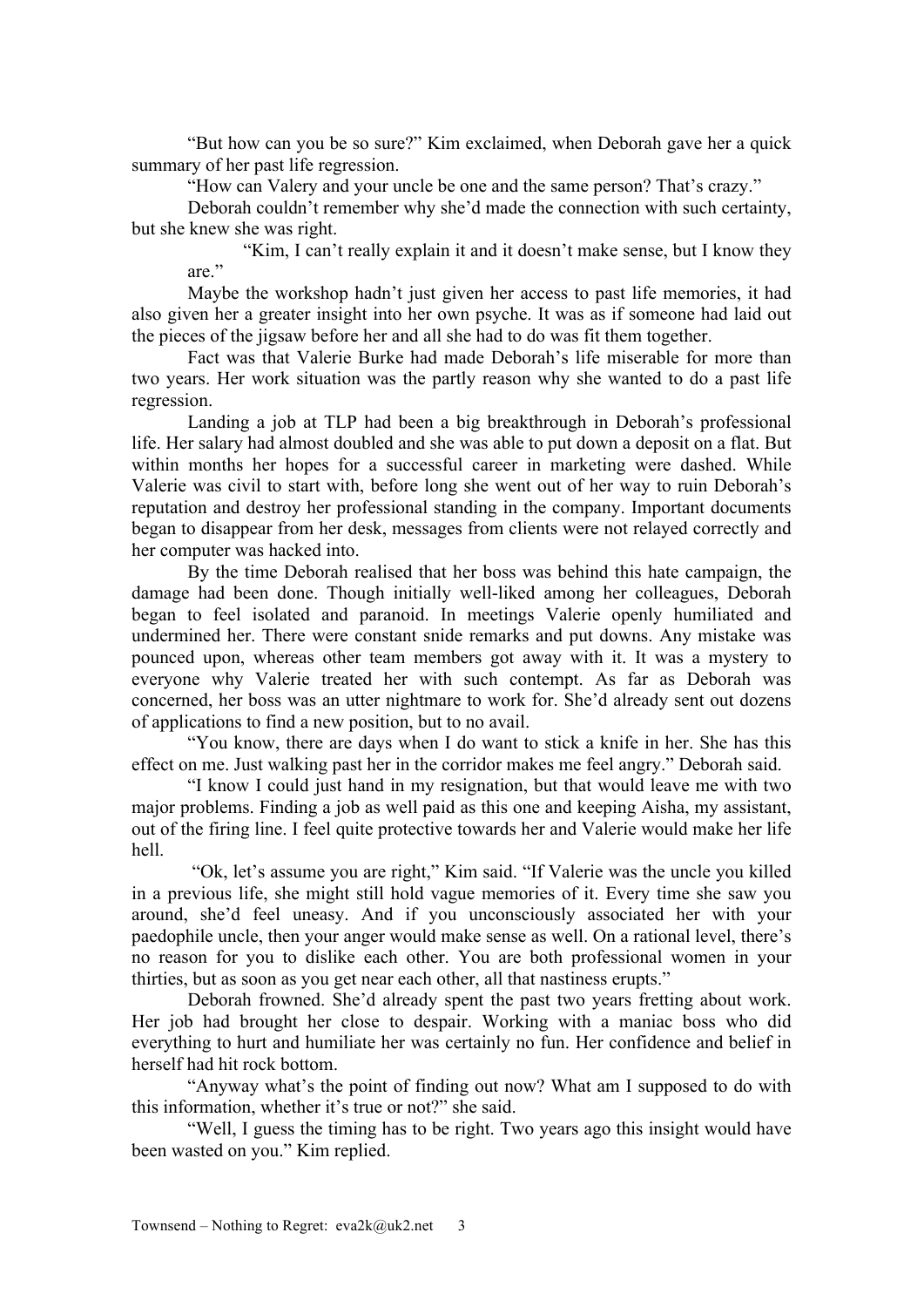"But how can you be so sure?" Kim exclaimed, when Deborah gave her a quick summary of her past life regression.

"How can Valery and your uncle be one and the same person? That's crazy."

Deborah couldn't remember why she'd made the connection with such certainty, but she knew she was right.

"Kim, I can't really explain it and it doesn't make sense, but I know they are."

Maybe the workshop hadn't just given her access to past life memories, it had also given her a greater insight into her own psyche. It was as if someone had laid out the pieces of the jigsaw before her and all she had to do was fit them together.

Fact was that Valerie Burke had made Deborah's life miserable for more than two years. Her work situation was the partly reason why she wanted to do a past life regression.

Landing a job at TLP had been a big breakthrough in Deborah's professional life. Her salary had almost doubled and she was able to put down a deposit on a flat. But within months her hopes for a successful career in marketing were dashed. While Valerie was civil to start with, before long she went out of her way to ruin Deborah's reputation and destroy her professional standing in the company. Important documents began to disappear from her desk, messages from clients were not relayed correctly and her computer was hacked into.

By the time Deborah realised that her boss was behind this hate campaign, the damage had been done. Though initially well-liked among her colleagues, Deborah began to feel isolated and paranoid. In meetings Valerie openly humiliated and undermined her. There were constant snide remarks and put downs. Any mistake was pounced upon, whereas other team members got away with it. It was a mystery to everyone why Valerie treated her with such contempt. As far as Deborah was concerned, her boss was an utter nightmare to work for. She'd already sent out dozens of applications to find a new position, but to no avail.

"You know, there are days when I do want to stick a knife in her. She has this effect on me. Just walking past her in the corridor makes me feel angry." Deborah said.

"I know I could just hand in my resignation, but that would leave me with two major problems. Finding a job as well paid as this one and keeping Aisha, my assistant, out of the firing line. I feel quite protective towards her and Valerie would make her life hell.

"Ok, let's assume you are right," Kim said. "If Valerie was the uncle you killed in a previous life, she might still hold vague memories of it. Every time she saw you around, she'd feel uneasy. And if you unconsciously associated her with your paedophile uncle, then your anger would make sense as well. On a rational level, there's no reason for you to dislike each other. You are both professional women in your thirties, but as soon as you get near each other, all that nastiness erupts."

Deborah frowned. She'd already spent the past two years fretting about work. Her job had brought her close to despair. Working with a maniac boss who did everything to hurt and humiliate her was certainly no fun. Her confidence and belief in herself had hit rock bottom.

"Anyway what's the point of finding out now? What am I supposed to do with this information, whether it's true or not?" she said.

"Well, I guess the timing has to be right. Two years ago this insight would have been wasted on you." Kim replied.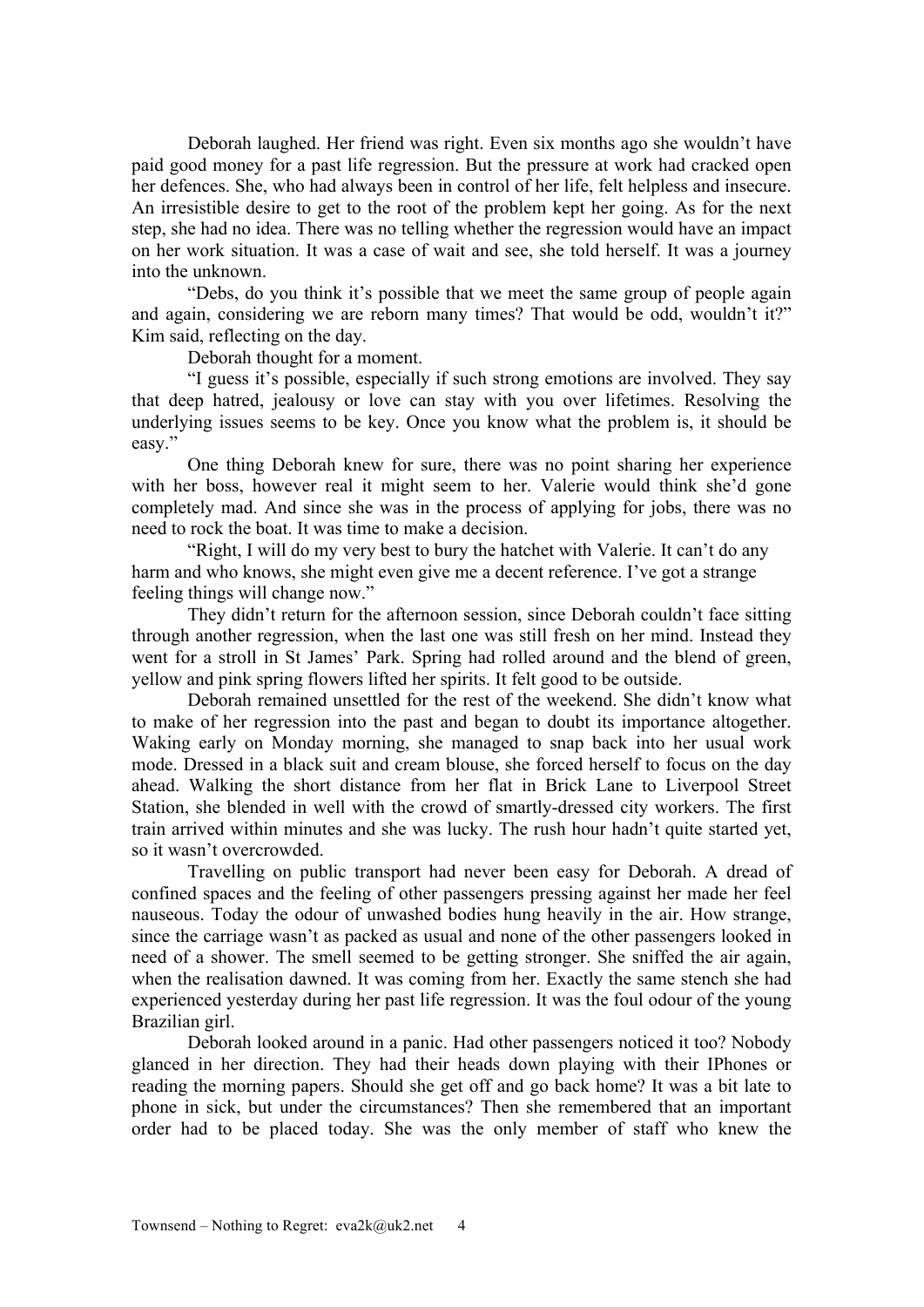Deborah laughed. Her friend was right. Even six months ago she wouldn't have paid good money for a past life regression. But the pressure at work had cracked open her defences. She, who had always been in control of her life, felt helpless and insecure. An irresistible desire to get to the root of the problem kept her going. As for the next step, she had no idea. There was no telling whether the regression would have an impact on her work situation. It was a case of wait and see, she told herself. It was a journey into the unknown.

"Debs, do you think it's possible that we meet the same group of people again and again, considering we are reborn many times? That would be odd, wouldn't it?" Kim said, reflecting on the day.

Deborah thought for a moment.

"I guess it's possible, especially if such strong emotions are involved. They say that deep hatred, jealousy or love can stay with you over lifetimes. Resolving the underlying issues seems to be key. Once you know what the problem is, it should be easy."

One thing Deborah knew for sure, there was no point sharing her experience with her boss, however real it might seem to her. Valerie would think she'd gone completely mad. And since she was in the process of applying for jobs, there was no need to rock the boat. It was time to make a decision.

"Right, I will do my very best to bury the hatchet with Valerie. It can't do any harm and who knows, she might even give me a decent reference. I've got a strange feeling things will change now."

They didn't return for the afternoon session, since Deborah couldn't face sitting through another regression, when the last one was still fresh on her mind. Instead they went for a stroll in St James' Park. Spring had rolled around and the blend of green, yellow and pink spring flowers lifted her spirits. It felt good to be outside.

Deborah remained unsettled for the rest of the weekend. She didn't know what to make of her regression into the past and began to doubt its importance altogether. Waking early on Monday morning, she managed to snap back into her usual work mode. Dressed in a black suit and cream blouse, she forced herself to focus on the day ahead. Walking the short distance from her flat in Brick Lane to Liverpool Street Station, she blended in well with the crowd of smartly-dressed city workers. The first train arrived within minutes and she was lucky. The rush hour hadn't quite started yet, so it wasn't overcrowded.

Travelling on public transport had never been easy for Deborah. A dread of confined spaces and the feeling of other passengers pressing against her made her feel nauseous. Today the odour of unwashed bodies hung heavily in the air. How strange, since the carriage wasn't as packed as usual and none of the other passengers looked in need of a shower. The smell seemed to be getting stronger. She sniffed the air again, when the realisation dawned. It was coming from her. Exactly the same stench she had experienced yesterday during her past life regression. It was the foul odour of the young Brazilian girl.

Deborah looked around in a panic. Had other passengers noticed it too? Nobody glanced in her direction. They had their heads down playing with their IPhones or reading the morning papers. Should she get off and go back home? It was a bit late to phone in sick, but under the circumstances? Then she remembered that an important order had to be placed today. She was the only member of staff who knew the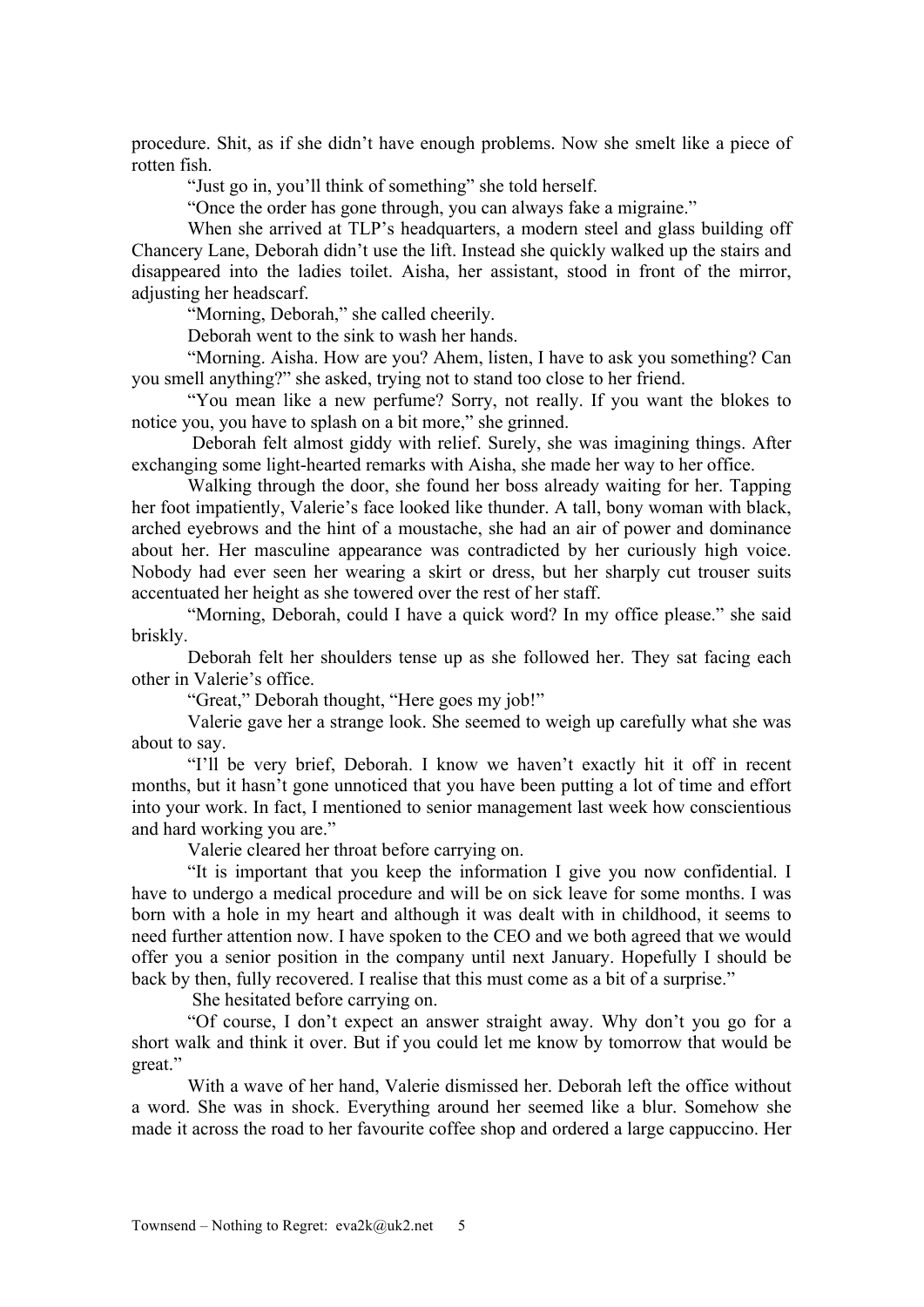procedure. Shit, as if she didn't have enough problems. Now she smelt like a piece of rotten fish.

"Just go in, you'll think of something" she told herself.

"Once the order has gone through, you can always fake a migraine."

When she arrived at TLP's headquarters, a modern steel and glass building off Chancery Lane, Deborah didn't use the lift. Instead she quickly walked up the stairs and disappeared into the ladies toilet. Aisha, her assistant, stood in front of the mirror, adjusting her headscarf.

"Morning, Deborah," she called cheerily.

Deborah went to the sink to wash her hands.

"Morning. Aisha. How are you? Ahem, listen, I have to ask you something? Can you smell anything?" she asked, trying not to stand too close to her friend.

"You mean like a new perfume? Sorry, not really. If you want the blokes to notice you, you have to splash on a bit more," she grinned.

Deborah felt almost giddy with relief. Surely, she was imagining things. After exchanging some light-hearted remarks with Aisha, she made her way to her office.

Walking through the door, she found her boss already waiting for her. Tapping her foot impatiently, Valerie's face looked like thunder. A tall, bony woman with black, arched eyebrows and the hint of a moustache, she had an air of power and dominance about her. Her masculine appearance was contradicted by her curiously high voice. Nobody had ever seen her wearing a skirt or dress, but her sharply cut trouser suits accentuated her height as she towered over the rest of her staff.

"Morning, Deborah, could I have a quick word? In my office please." she said briskly.

Deborah felt her shoulders tense up as she followed her. They sat facing each other in Valerie's office.

"Great," Deborah thought, "Here goes my job!"

Valerie gave her a strange look. She seemed to weigh up carefully what she was about to say.

"I'll be very brief, Deborah. I know we haven't exactly hit it off in recent months, but it hasn't gone unnoticed that you have been putting a lot of time and effort into your work. In fact, I mentioned to senior management last week how conscientious and hard working you are."

Valerie cleared her throat before carrying on.

"It is important that you keep the information I give you now confidential. I have to undergo a medical procedure and will be on sick leave for some months. I was born with a hole in my heart and although it was dealt with in childhood, it seems to need further attention now. I have spoken to the CEO and we both agreed that we would offer you a senior position in the company until next January. Hopefully I should be back by then, fully recovered. I realise that this must come as a bit of a surprise."

She hesitated before carrying on.

"Of course, I don't expect an answer straight away. Why don't you go for a short walk and think it over. But if you could let me know by tomorrow that would be great."

With a wave of her hand, Valerie dismissed her. Deborah left the office without a word. She was in shock. Everything around her seemed like a blur. Somehow she made it across the road to her favourite coffee shop and ordered a large cappuccino. Her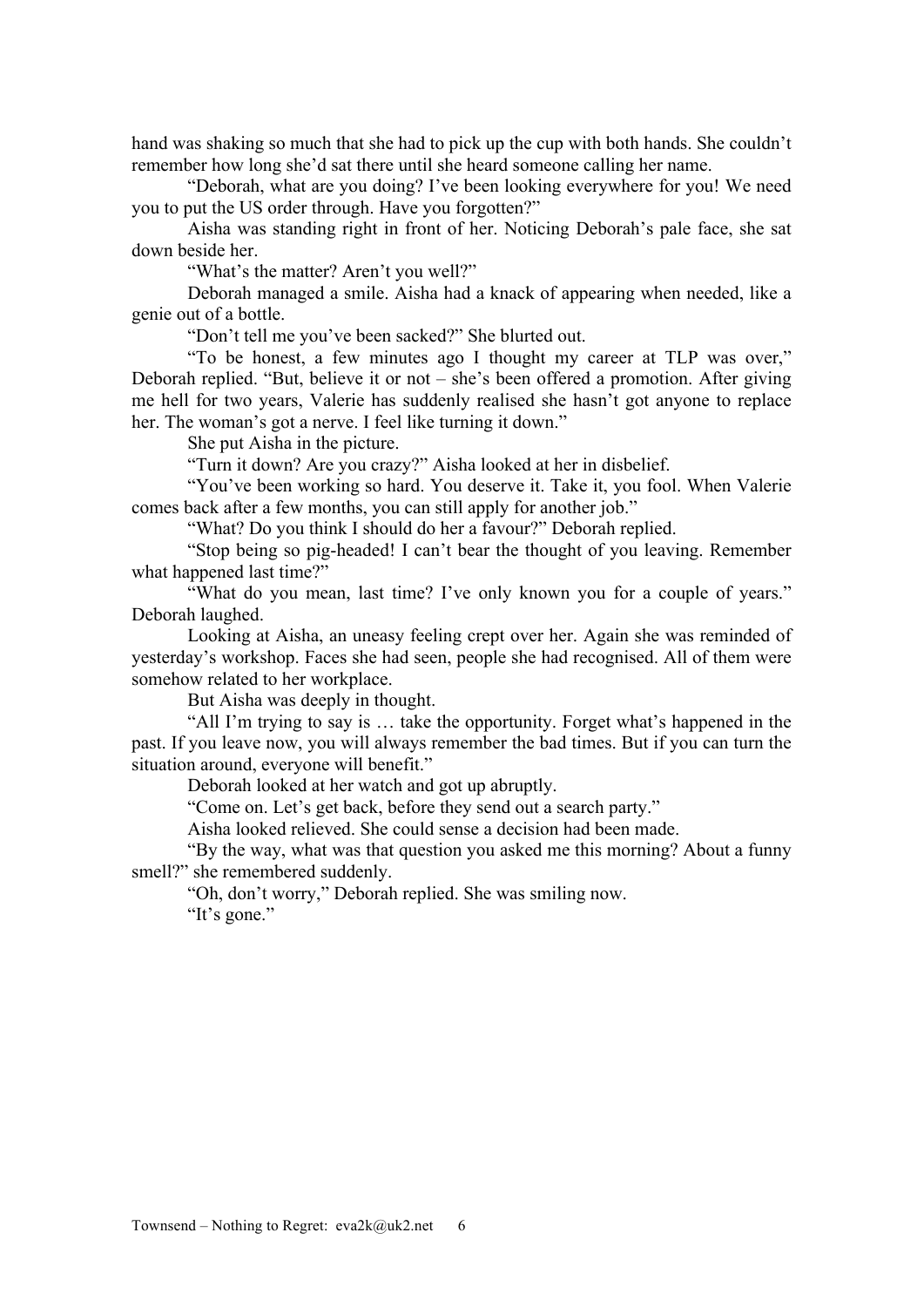hand was shaking so much that she had to pick up the cup with both hands. She couldn't remember how long she'd sat there until she heard someone calling her name.

"Deborah, what are you doing? I've been looking everywhere for you! We need you to put the US order through. Have you forgotten?"

Aisha was standing right in front of her. Noticing Deborah's pale face, she sat down beside her.

"What's the matter? Aren't you well?"

Deborah managed a smile. Aisha had a knack of appearing when needed, like a genie out of a bottle.

"Don't tell me you've been sacked?" She blurted out.

"To be honest, a few minutes ago I thought my career at TLP was over," Deborah replied. "But, believe it or not – she's been offered a promotion. After giving me hell for two years, Valerie has suddenly realised she hasn't got anyone to replace her. The woman's got a nerve. I feel like turning it down."

She put Aisha in the picture.

"Turn it down? Are you crazy?" Aisha looked at her in disbelief.

"You've been working so hard. You deserve it. Take it, you fool. When Valerie comes back after a few months, you can still apply for another job."

"What? Do you think I should do her a favour?" Deborah replied.

"Stop being so pig-headed! I can't bear the thought of you leaving. Remember what happened last time?"

"What do you mean, last time? I've only known you for a couple of years." Deborah laughed.

Looking at Aisha, an uneasy feeling crept over her. Again she was reminded of yesterday's workshop. Faces she had seen, people she had recognised. All of them were somehow related to her workplace.

But Aisha was deeply in thought.

"All I'm trying to say is … take the opportunity. Forget what's happened in the past. If you leave now, you will always remember the bad times. But if you can turn the situation around, everyone will benefit."

Deborah looked at her watch and got up abruptly.

"Come on. Let's get back, before they send out a search party."

Aisha looked relieved. She could sense a decision had been made.

"By the way, what was that question you asked me this morning? About a funny smell?" she remembered suddenly.

"Oh, don't worry," Deborah replied. She was smiling now.

"It's gone."